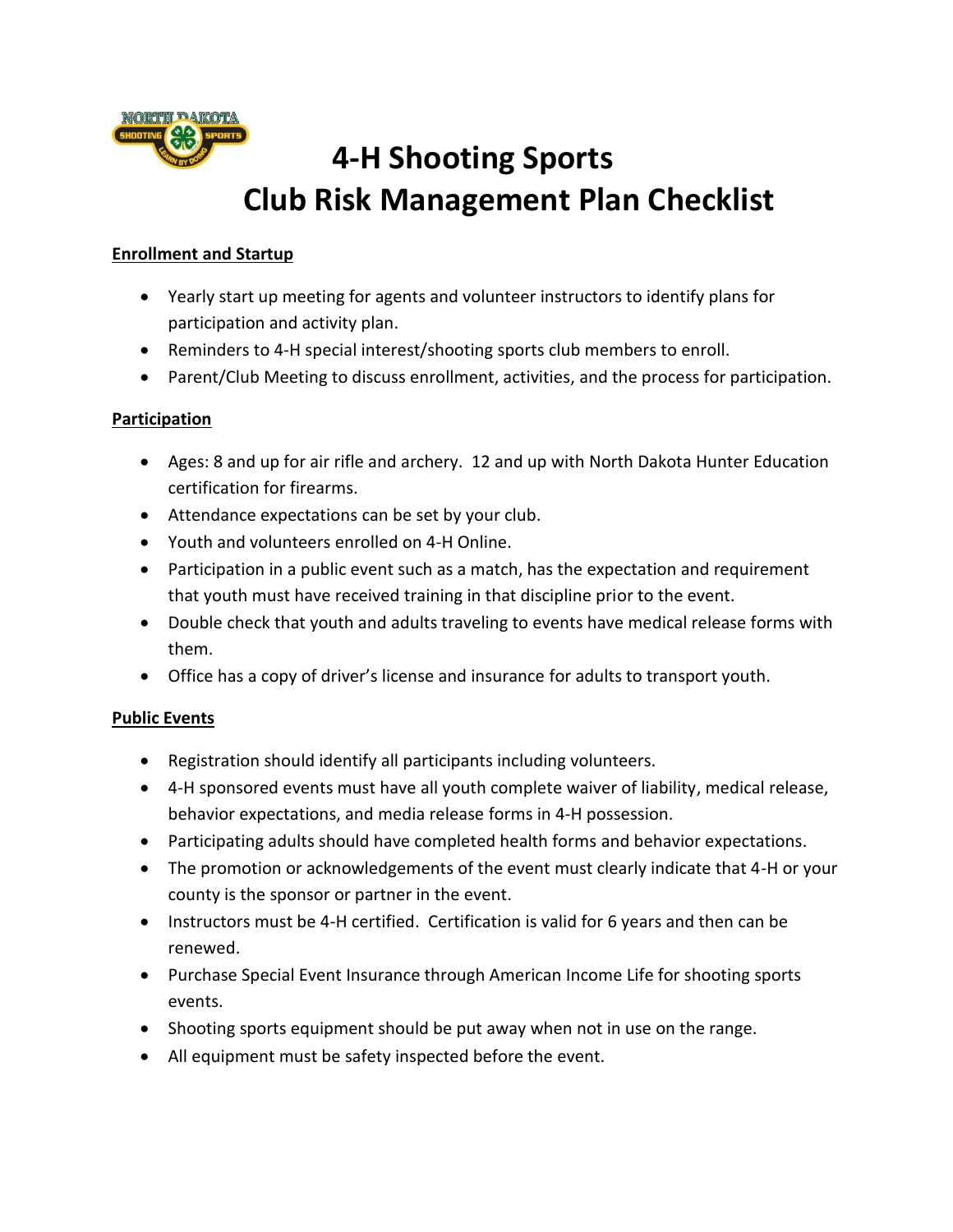# 4-H Shooting Sports Club Risk Management Plan Checklist

**Enrollment and Startup**

- Yearly start up meeting for agents and volunteer instructors to identify plans for participation and activity plan.
- Reminders to 4-H special interest/shooting sports club members to enroll.
- Parent/Club Meeting to discuss enrollment, activities, and the process for participation.

**Participation**

- Ages: 8 and up for air rifle and archery. 12 and up with North Dakota Hunter Education certification for firearms.
- Attendance expectations can be set by your club.
- Youth and volunteers enrolled on 4-H Online.
- Participation in a public event such as a match, has the expectation and requirement that youth must have received training in that discipline prior to the event.
- Double check that youth and adults traveling to events have medical release forms with them.
- Office has a copy of driver's license and insurance for adults to transport youth.

**Public Events**

- Registration should identify all participants including volunteers.
- 4-H sponsored events must have all youth complete waiver of liability, medical release, behavior expectations, and media release forms in 4-H possession.
- Participating adults should have completed health forms and behavior expectations.
- The promotion or acknowledgements of the event must clearly indicate that 4-H or your county is the sponsor or partner in the event.
- Instructors must be 4-H certified. Certification is valid for 6 years and then can be renewed.
- Purchase Special Event Insurance through American Income Life for shooting sports events.
- Shooting sports equipment should be put away when not in use on the range.
- All equipment must be safety inspected before the event.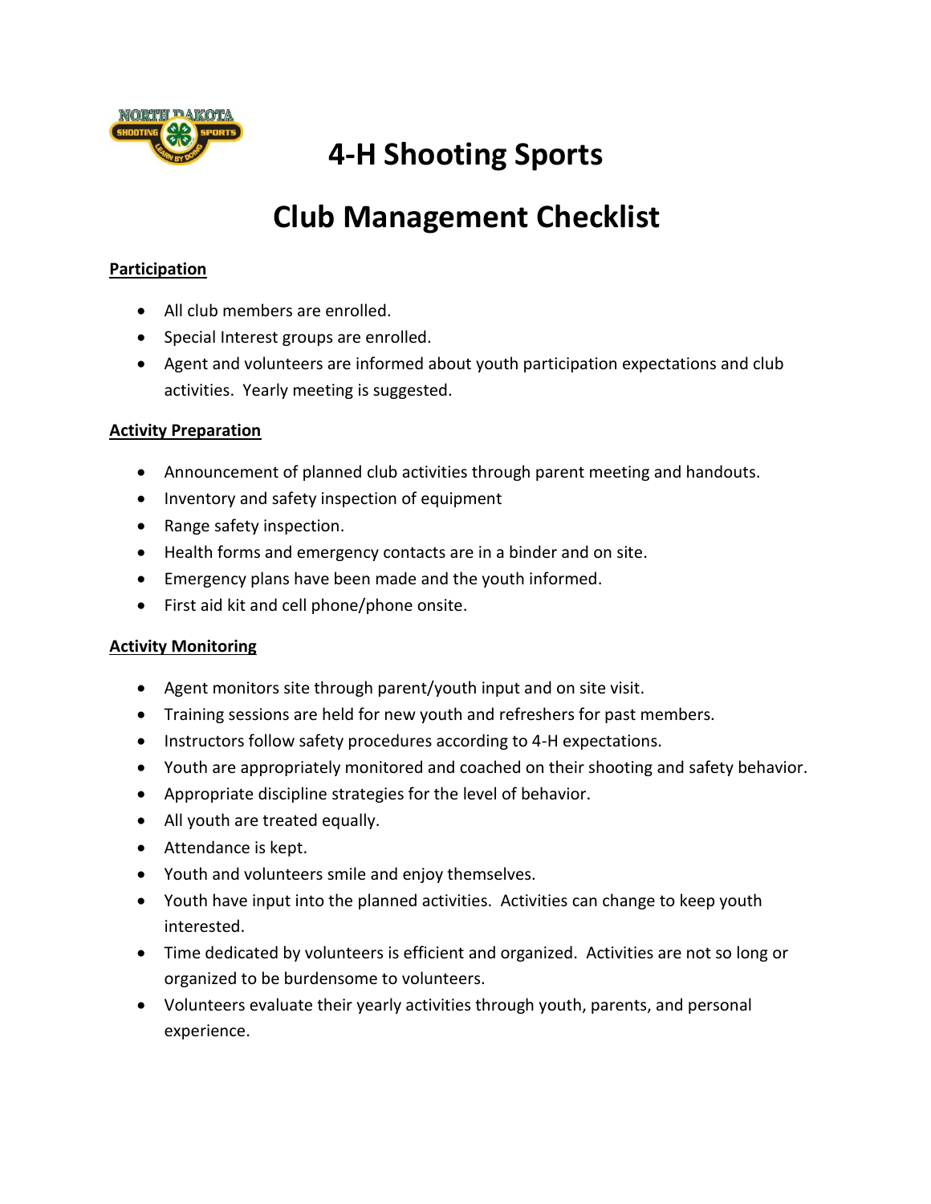# 4-H Shooting Sports

# Club Management Checklist

**Participation**

- All club members are enrolled.
- Special Interest groups are enrolled.
- Agent and volunteers are informed about youth participation expectations and club activities. Yearly meeting is suggested.

**Activity Preparation**

- Announcement of planned club activities through parent meeting and handouts.
- Inventory and safety inspection of equipment
- Range safety inspection.
- Health forms and emergency contacts are in a binder and on site.
- Emergency plans have been made and the youth informed.
- First aid kit and cell phone/phone onsite.

**Activity Monitoring**

- Agent monitors site through parent/youth input and on site visit.
- Training sessions are held for new youth and refreshers for past members.
- Instructors follow safety procedures according to 4-H expectations.
- Youth are appropriately monitored and coached on their shooting and safety behavior.
- Appropriate discipline strategies for the level of behavior.
- All youth are treated equally.
- Attendance is kept.
- Youth and volunteers smile and enjoy themselves.
- Youth have input into the planned activities. Activities can change to keep youth interested.
- Time dedicated by volunteers is efficient and organized. Activities are not so long or organized to be burdensome to volunteers.
- Volunteers evaluate their yearly activities through youth, parents, and personal experience.